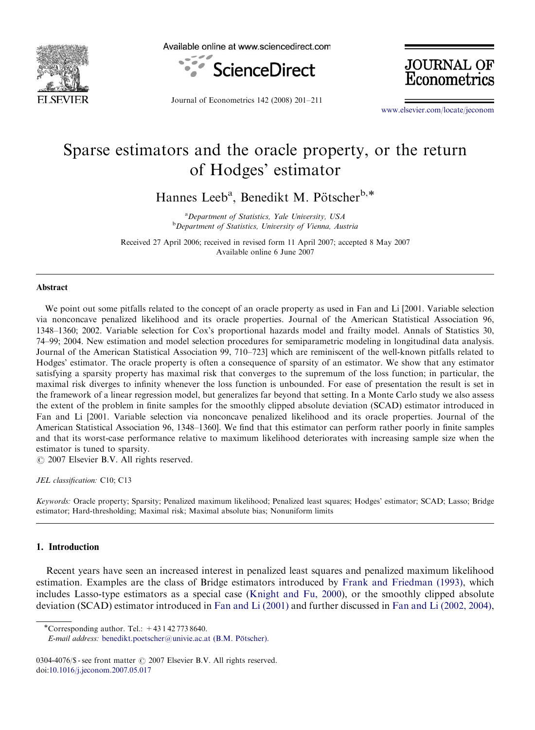# Sparse estimators and the oracle property, or the return of Hodges' estimator

Hannes Leeb[a], Benedikt M. Pötscher[b,*]

[a] Department of Statistics, Yale University, USA
[b] Department of Statistics, University of Vienna, Austria

Received 27 April 2006; received in revised form 11 April 2007; accepted 8 May 2007
Available online 6 June 2007

## Abstract

We point out some pitfalls related to the concept of an oracle property as used in Fan and Li [2001. Variable selection via nonconcave penalized likelihood and its oracle properties. Journal of the American Statistical Association 96, 1348–1360; 2002. Variable selection for Cox's proportional hazards model and frailty model. Annals of Statistics 30, 74–99; 2004. New estimation and model selection procedures for semiparametric modeling in longitudinal data analysis. Journal of the American Statistical Association 99, 710–723] which are reminiscent of the well-known pitfalls related to Hodges' estimator. The oracle property is often a consequence of sparsity of an estimator. We show that any estimator satisfying a sparsity property has maximal risk that converges to the supremum of the loss function; in particular, the maximal risk diverges to infinity whenever the loss function is unbounded. For ease of presentation the result is set in the framework of a linear regression model, but generalizes far beyond that setting. In a Monte Carlo study we also assess the extent of the problem in finite samples for the smoothly clipped absolute deviation (SCAD) estimator introduced in Fan and Li [2001. Variable selection via nonconcave penalized likelihood and its oracle properties. Journal of the American Statistical Association 96, 1348–1360]. We find that this estimator can perform rather poorly in finite samples and that its worst-case performance relative to maximum likelihood deteriorates with increasing sample size when the estimator is tuned to sparsity.

© 2007 Elsevier B.V. All rights reserved.

*JEL classification:* C10; C13

*Keywords:* Oracle property; Sparsity; Penalized maximum likelihood; Penalized least squares; Hodges' estimator; SCAD; Lasso; Bridge estimator; Hard-thresholding; Maximal risk; Maximal absolute bias; Nonuniform limits

## 1. Introduction

Recent years have seen an increased interest in penalized least squares and penalized maximum likelihood estimation. Examples are the class of Bridge estimators introduced by Frank and Friedman (1993), which includes Lasso-type estimators as a special case (Knight and Fu, 2000), or the smoothly clipped absolute deviation (SCAD) estimator introduced in Fan and Li (2001) and further discussed in Fan and Li (2002, 2004),

*Corresponding author. Tel.: +43 1 42 773 8640.
*E-mail address:* benedikt.poetscher@univie.ac.at (B.M. Pötscher).

0304-4076/$ - see front matter © 2007 Elsevier B.V. All rights reserved.
doi:10.1016/j.jeconom.2007.05.017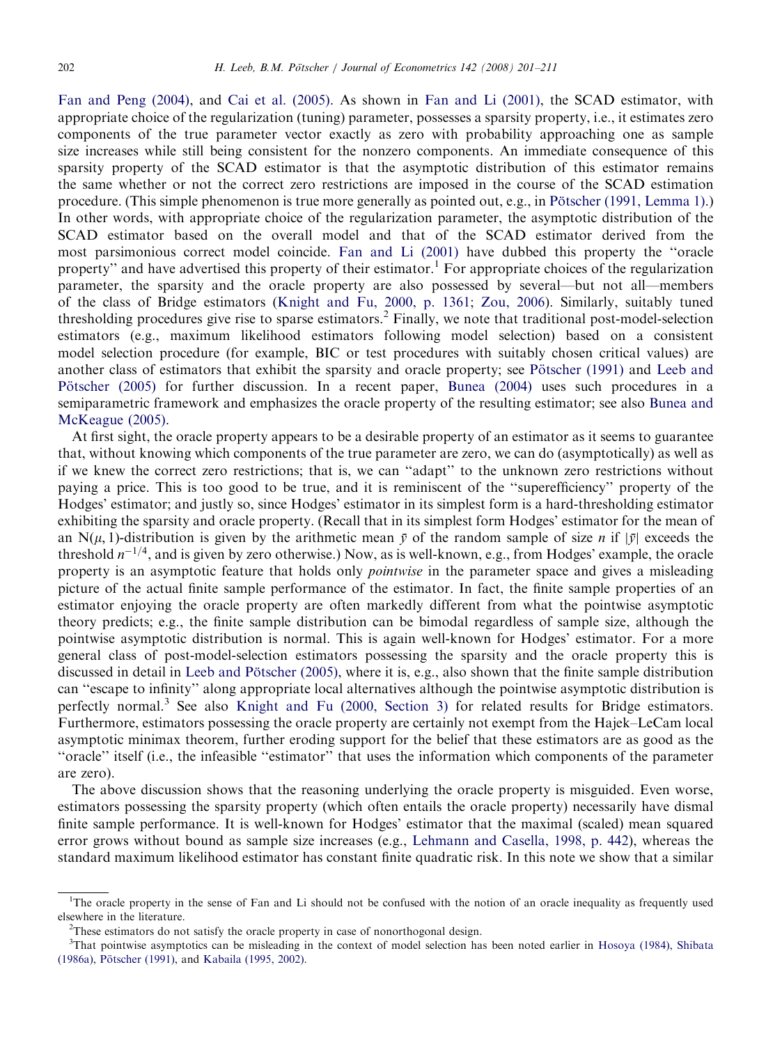Fan and Peng (2004), and Cai et al. (2005). As shown in Fan and Li (2001), the SCAD estimator, with appropriate choice of the regularization (tuning) parameter, possesses a sparsity property, i.e., it estimates zero components of the true parameter vector exactly as zero with probability approaching one as sample size increases while still being consistent for the nonzero components. An immediate consequence of this sparsity property of the SCAD estimator is that the asymptotic distribution of this estimator remains the same whether or not the correct zero restrictions are imposed in the course of the SCAD estimation procedure. (This simple phenomenon is true more generally as pointed out, e.g., in Pötscher (1991, Lemma 1).) In other words, with appropriate choice of the regularization parameter, the asymptotic distribution of the SCAD estimator based on the overall model and that of the SCAD estimator derived from the most parsimonious correct model coincide. Fan and Li (2001) have dubbed this property the "oracle property" and have advertised this property of their estimator.[1] For appropriate choices of the regularization parameter, the sparsity and the oracle property are also possessed by several—but not all—members of the class of Bridge estimators (Knight and Fu, 2000, p. 1361; Zou, 2006). Similarly, suitably tuned thresholding procedures give rise to sparse estimators.[2] Finally, we note that traditional post-model-selection estimators (e.g., maximum likelihood estimators following model selection) based on a consistent model selection procedure (for example, BIC or test procedures with suitably chosen critical values) are another class of estimators that exhibit the sparsity and oracle property; see Pötscher (1991) and Leeb and Pötscher (2005) for further discussion. In a recent paper, Bunea (2004) uses such procedures in a semiparametric framework and emphasizes the oracle property of the resulting estimator; see also Bunea and McKeague (2005).

At first sight, the oracle property appears to be a desirable property of an estimator as it seems to guarantee that, without knowing which components of the true parameter are zero, we can do (asymptotically) as well as if we knew the correct zero restrictions; that is, we can "adapt" to the unknown zero restrictions without paying a price. This is too good to be true, and it is reminiscent of the "superefficiency" property of the Hodges' estimator; and justly so, since Hodges' estimator in its simplest form is a hard-thresholding estimator exhibiting the sparsity and oracle property. (Recall that in its simplest form Hodges' estimator for the mean of an $N(\mu, 1)$-distribution is given by the arithmetic mean $\bar{y}$ of the random sample of size $n$ if $|\bar{y}|$ exceeds the threshold $n^{-1/4}$, and is given by zero otherwise.) Now, as is well-known, e.g., from Hodges' example, the oracle property is an asymptotic feature that holds only *pointwise* in the parameter space and gives a misleading picture of the actual finite sample performance of the estimator. In fact, the finite sample properties of an estimator enjoying the oracle property are often markedly different from what the pointwise asymptotic theory predicts; e.g., the finite sample distribution can be bimodal regardless of sample size, although the pointwise asymptotic distribution is normal. This is again well-known for Hodges' estimator. For a more general class of post-model-selection estimators possessing the sparsity and the oracle property this is discussed in detail in Leeb and Pötscher (2005), where it is, e.g., also shown that the finite sample distribution can "escape to infinity" along appropriate local alternatives although the pointwise asymptotic distribution is perfectly normal.[3] See also Knight and Fu (2000, Section 3) for related results for Bridge estimators. Furthermore, estimators possessing the oracle property are certainly not exempt from the Hajek–LeCam local asymptotic minimax theorem, further eroding support for the belief that these estimators are as good as the "oracle" itself (i.e., the infeasible "estimator" that uses the information which components of the parameter are zero).

The above discussion shows that the reasoning underlying the oracle property is misguided. Even worse, estimators possessing the sparsity property (which often entails the oracle property) necessarily have dismal finite sample performance. It is well-known for Hodges' estimator that the maximal (scaled) mean squared error grows without bound as sample size increases (e.g., Lehmann and Casella, 1998, p. 442), whereas the standard maximum likelihood estimator has constant finite quadratic risk. In this note we show that a similar

[1] The oracle property in the sense of Fan and Li should not be confused with the notion of an oracle inequality as frequently used elsewhere in the literature.

[2] These estimators do not satisfy the oracle property in case of nonorthogonal design.

[3] That pointwise asymptotics can be misleading in the context of model selection has been noted earlier in Hosoya (1984), Shibata (1986a), Pötscher (1991), and Kabaila (1995, 2002).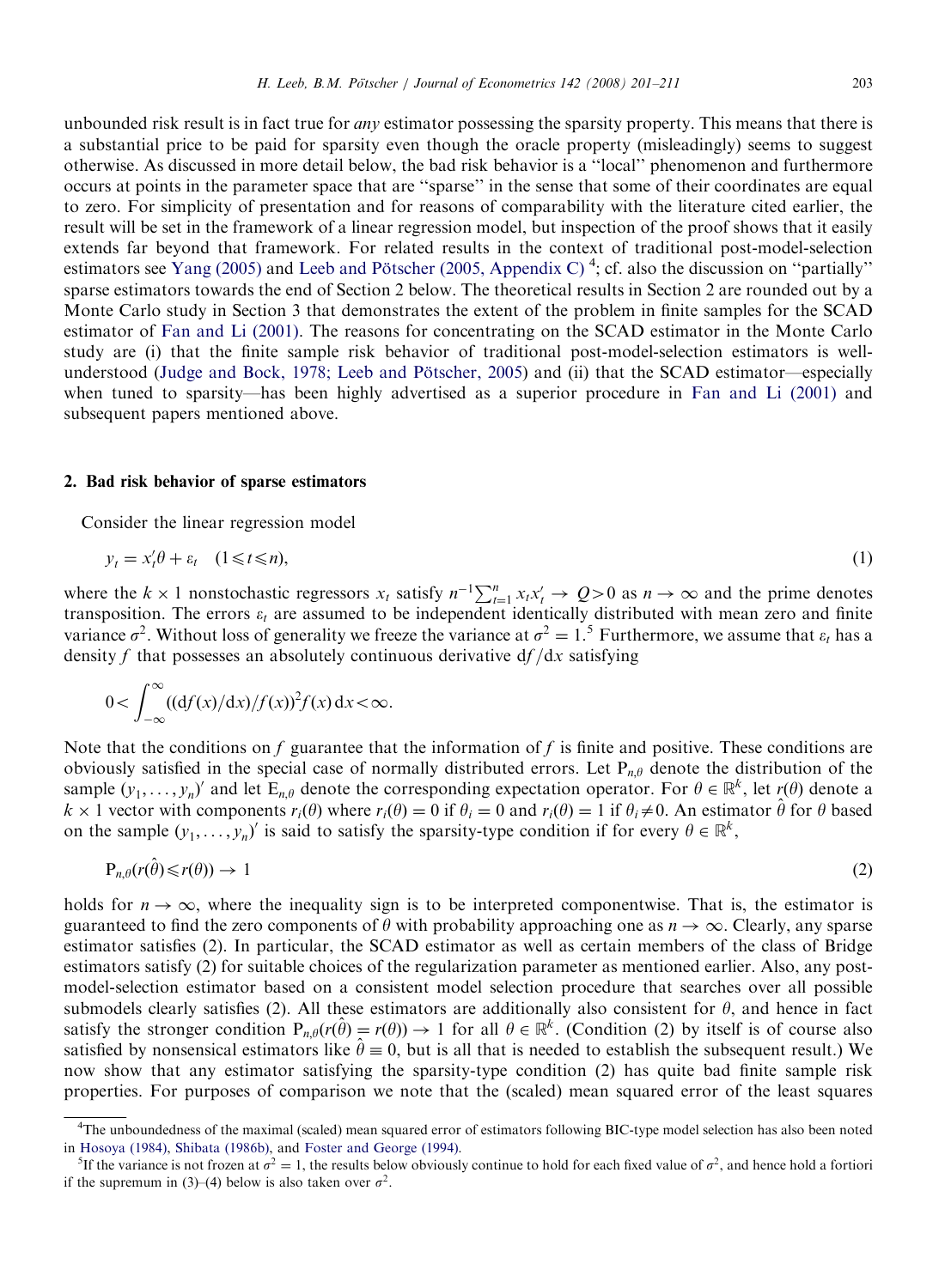unbounded risk result is in fact true for *any* estimator possessing the sparsity property. This means that there is a substantial price to be paid for sparsity even though the oracle property (misleadingly) seems to suggest otherwise. As discussed in more detail below, the bad risk behavior is a "local" phenomenon and furthermore occurs at points in the parameter space that are "sparse" in the sense that some of their coordinates are equal to zero. For simplicity of presentation and for reasons of comparability with the literature cited earlier, the result will be set in the framework of a linear regression model, but inspection of the proof shows that it easily extends far beyond that framework. For related results in the context of traditional post-model-selection estimators see Yang (2005) and Leeb and Pötscher (2005, Appendix C) [4]; cf. also the discussion on "partially" sparse estimators towards the end of Section 2 below. The theoretical results in Section 2 are rounded out by a Monte Carlo study in Section 3 that demonstrates the extent of the problem in finite samples for the SCAD estimator of Fan and Li (2001). The reasons for concentrating on the SCAD estimator in the Monte Carlo study are (i) that the finite sample risk behavior of traditional post-model-selection estimators is well-understood (Judge and Bock, 1978; Leeb and Pötscher, 2005) and (ii) that the SCAD estimator—especially when tuned to sparsity—has been highly advertised as a superior procedure in Fan and Li (2001) and subsequent papers mentioned above.

## 2. Bad risk behavior of sparse estimators

Consider the linear regression model

$$y_t = x_t'\theta + \varepsilon_t \quad (1 \leqslant t \leqslant n), \tag{1}$$

where the $k \times 1$ nonstochastic regressors $x_t$ satisfy $n^{-1}\sum_{t=1}^{n} x_t x_t' \to Q > 0$ as $n \to \infty$ and the prime denotes transposition. The errors $\varepsilon_t$ are assumed to be independent identically distributed with mean zero and finite variance $\sigma^2$. Without loss of generality we freeze the variance at $\sigma^2 = 1$.[5] Furthermore, we assume that $\varepsilon_t$ has a density $f$ that possesses an absolutely continuous derivative $\mathrm{d}f/\mathrm{d}x$ satisfying

$$0 < \int_{-\infty}^{\infty} ((\mathrm{d}f(x)/\mathrm{d}x)/f(x))^2 f(x)\,\mathrm{d}x < \infty.$$

Note that the conditions on $f$ guarantee that the information of $f$ is finite and positive. These conditions are obviously satisfied in the special case of normally distributed errors. Let $\mathrm{P}_{n,\theta}$ denote the distribution of the sample $(y_1, \ldots, y_n)'$ and let $\mathrm{E}_{n,\theta}$ denote the corresponding expectation operator. For $\theta \in \mathbb{R}^k$, let $r(\theta)$ denote a $k \times 1$ vector with components $r_i(\theta)$ where $r_i(\theta) = 0$ if $\theta_i = 0$ and $r_i(\theta) = 1$ if $\theta_i \neq 0$. An estimator $\hat{\theta}$ for $\theta$ based on the sample $(y_1, \ldots, y_n)'$ is said to satisfy the sparsity-type condition if for every $\theta \in \mathbb{R}^k$,

$$\mathrm{P}_{n,\theta}(r(\hat{\theta}) \leqslant r(\theta)) \to 1 \tag{2}$$

holds for $n \to \infty$, where the inequality sign is to be interpreted componentwise. That is, the estimator is guaranteed to find the zero components of $\theta$ with probability approaching one as $n \to \infty$. Clearly, any sparse estimator satisfies (2). In particular, the SCAD estimator as well as certain members of the class of Bridge estimators satisfy (2) for suitable choices of the regularization parameter as mentioned earlier. Also, any post-model-selection estimator based on a consistent model selection procedure that searches over all possible submodels clearly satisfies (2). All these estimators are additionally also consistent for $\theta$, and hence in fact satisfy the stronger condition $\mathrm{P}_{n,\theta}(r(\hat{\theta}) = r(\theta)) \to 1$ for all $\theta \in \mathbb{R}^k$. (Condition (2) by itself is of course also satisfied by nonsensical estimators like $\hat{\theta} \equiv 0$, but is all that is needed to establish the subsequent result.) We now show that any estimator satisfying the sparsity-type condition (2) has quite bad finite sample risk properties. For purposes of comparison we note that the (scaled) mean squared error of the least squares

---

[4] The unboundedness of the maximal (scaled) mean squared error of estimators following BIC-type model selection has also been noted in Hosoya (1984), Shibata (1986b), and Foster and George (1994).

[5] If the variance is not frozen at $\sigma^2 = 1$, the results below obviously continue to hold for each fixed value of $\sigma^2$, and hence hold a fortiori if the supremum in (3)–(4) below is also taken over $\sigma^2$.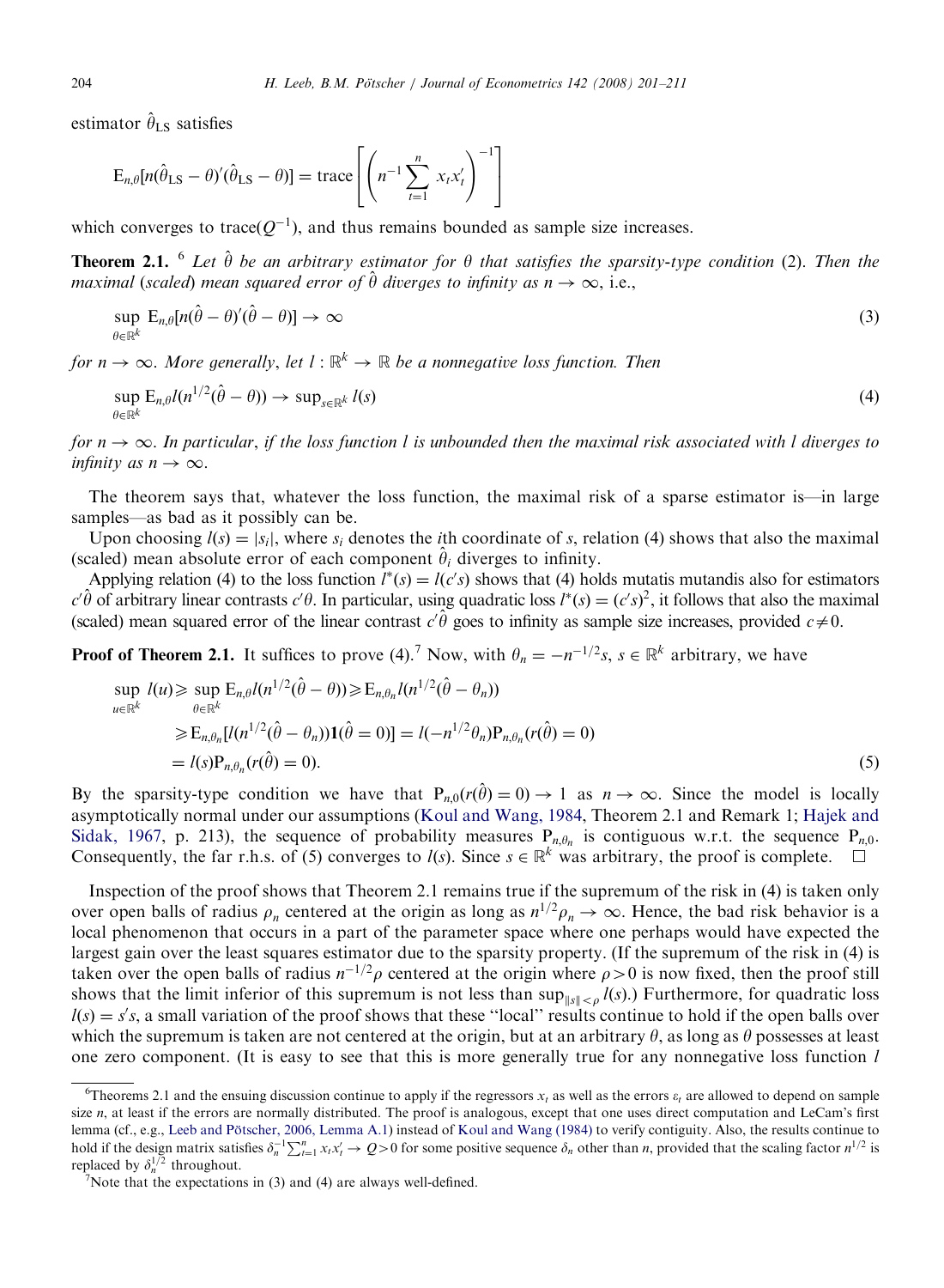estimator $\hat{\theta}_{\mathrm{LS}}$ satisfies

$$\mathrm{E}_{n,\theta}[n(\hat{\theta}_{\mathrm{LS}}-\theta)'(\hat{\theta}_{\mathrm{LS}}-\theta)] = \operatorname{trace}\left[\left(n^{-1}\sum_{t=1}^{n} x_t x_t'\right)^{-1}\right]$$

which converges to trace$(Q^{-1})$, and thus remains bounded as sample size increases.

**Theorem 2.1.** [6] *Let $\hat{\theta}$ be an arbitrary estimator for $\theta$ that satisfies the sparsity-type condition* (2). *Then the maximal* (*scaled*) *mean squared error of $\hat{\theta}$ diverges to infinity as $n \to \infty$, i.e.,*

$$\sup_{\theta\in\mathbb{R}^k} \mathrm{E}_{n,\theta}[n(\hat{\theta}-\theta)'(\hat{\theta}-\theta)] \to \infty \tag{3}$$

*for $n \to \infty$. More generally, let $l : \mathbb{R}^k \to \mathbb{R}$ be a nonnegative loss function. Then*

$$\sup_{\theta\in\mathbb{R}^k} \mathrm{E}_{n,\theta} l(n^{1/2}(\hat{\theta}-\theta)) \to \sup\nolimits_{s\in\mathbb{R}^k} l(s) \tag{4}$$

*for $n \to \infty$. In particular, if the loss function $l$ is unbounded then the maximal risk associated with $l$ diverges to infinity as $n \to \infty$.*

The theorem says that, whatever the loss function, the maximal risk of a sparse estimator is—in large samples—as bad as it possibly can be.

Upon choosing $l(s) = |s_i|$, where $s_i$ denotes the $i$th coordinate of $s$, relation (4) shows that also the maximal (scaled) mean absolute error of each component $\hat{\theta}_i$ diverges to infinity.

Applying relation (4) to the loss function $l^*(s) = l(c's)$ shows that (4) holds mutatis mutandis also for estimators $c'\hat{\theta}$ of arbitrary linear contrasts $c'\theta$. In particular, using quadratic loss $l^*(s) = (c's)^2$, it follows that also the maximal (scaled) mean squared error of the linear contrast $c'\hat{\theta}$ goes to infinity as sample size increases, provided $c \neq 0$.

**Proof of Theorem 2.1.** It suffices to prove (4).[7] Now, with $\theta_n = -n^{-1/2}s$, $s \in \mathbb{R}^k$ arbitrary, we have

$$\begin{aligned}
\sup_{u\in\mathbb{R}^k} l(u) &\geq \sup_{\theta\in\mathbb{R}^k} \mathrm{E}_{n,\theta} l(n^{1/2}(\hat{\theta}-\theta)) \geq \mathrm{E}_{n,\theta_n} l(n^{1/2}(\hat{\theta}-\theta_n)) \\
&\geq \mathrm{E}_{n,\theta_n}[l(n^{1/2}(\hat{\theta}-\theta_n))\mathbf{1}(\hat{\theta}=0)] = l(-n^{-1/2}\theta_n)\mathrm{P}_{n,\theta_n}(r(\hat{\theta})=0) \\
&= l(s)\mathrm{P}_{n,\theta_n}(r(\hat{\theta})=0).
\end{aligned} \tag{5}$$

By the sparsity-type condition we have that $\mathrm{P}_{n,0}(r(\hat{\theta})=0) \to 1$ as $n \to \infty$. Since the model is locally asymptotically normal under our assumptions (Koul and Wang, 1984, Theorem 2.1 and Remark 1; Hajek and Sidak, 1967, p. 213), the sequence of probability measures $\mathrm{P}_{n,\theta_n}$ is contiguous w.r.t. the sequence $\mathrm{P}_{n,0}$. Consequently, the far r.h.s. of (5) converges to $l(s)$. Since $s \in \mathbb{R}^k$ was arbitrary, the proof is complete. □

Inspection of the proof shows that Theorem 2.1 remains true if the supremum of the risk in (4) is taken only over open balls of radius $\rho_n$ centered at the origin as long as $n^{1/2}\rho_n \to \infty$. Hence, the bad risk behavior is a local phenomenon that occurs in a part of the parameter space where one perhaps would have expected the largest gain over the least squares estimator due to the sparsity property. (If the supremum of the risk in (4) is taken over the open balls of radius $n^{-1/2}\rho$ centered at the origin where $\rho > 0$ is now fixed, then the proof still shows that the limit inferior of this supremum is not less than $\sup_{\|s\|<\rho} l(s)$.) Furthermore, for quadratic loss $l(s) = s's$, a small variation of the proof shows that these "local" results continue to hold if the open balls over which the supremum is taken are not centered at the origin, but at an arbitrary $\theta$, as long as $\theta$ possesses at least one zero component. (It is easy to see that this is more generally true for any nonnegative loss function $l$

---

[6] Theorems 2.1 and the ensuing discussion continue to apply if the regressors $x_t$ as well as the errors $\varepsilon_t$ are allowed to depend on sample size $n$, at least if the errors are normally distributed. The proof is analogous, except that one uses direct computation and LeCam's first lemma (cf., e.g., Leeb and Pötscher, 2006, Lemma A.1) instead of Koul and Wang (1984) to verify contiguity. Also, the results continue to hold if the design matrix satisfies $\delta_n^{-1}\sum_{t=1}^{n} x_t x_t' \to Q > 0$ for some positive sequence $\delta_n$ other than $n$, provided that the scaling factor $n^{1/2}$ is replaced by $\delta_n^{1/2}$ throughout.

[7] Note that the expectations in (3) and (4) are always well-defined.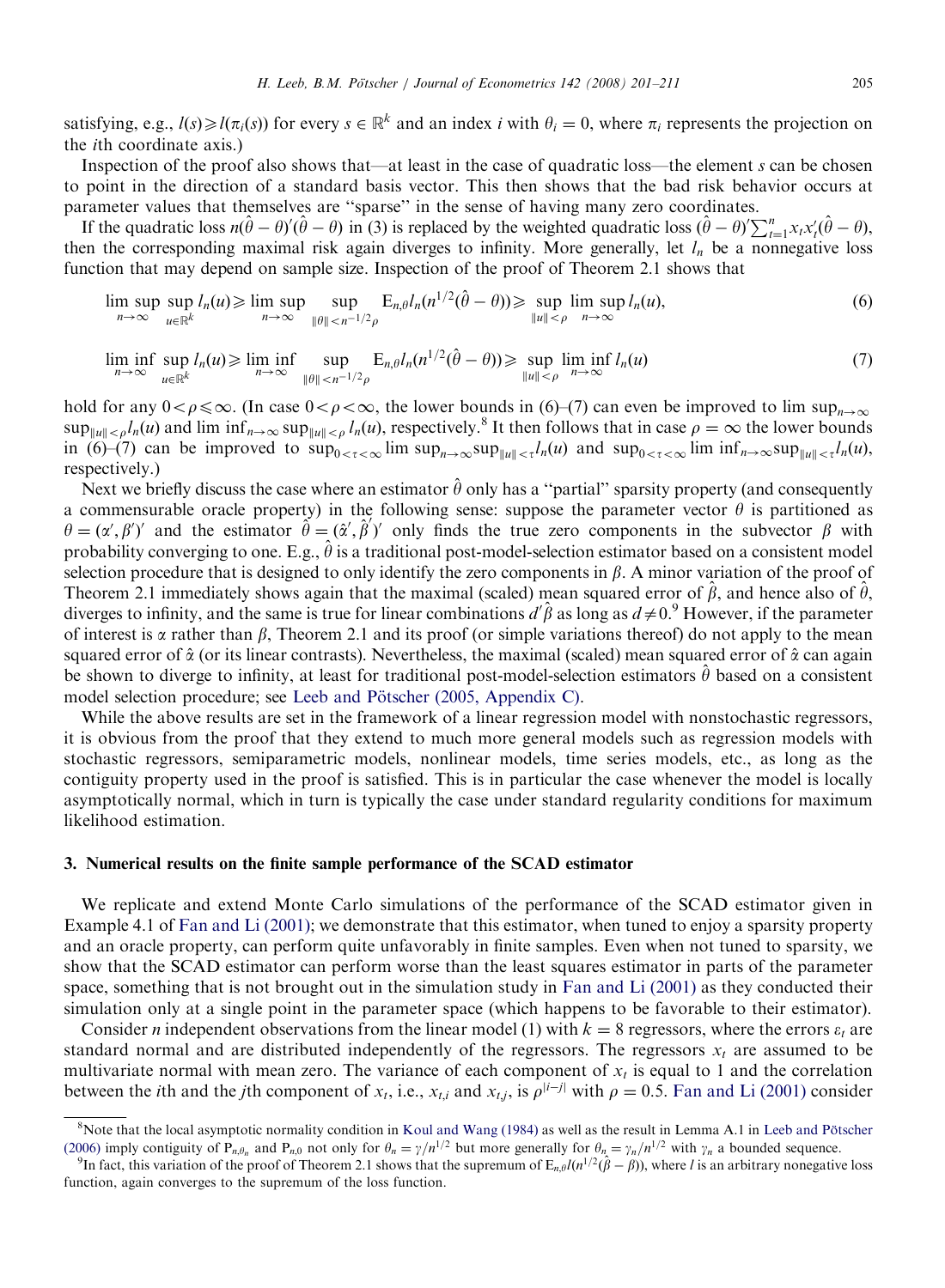satisfying, e.g., $l(s) \geqslant l(\pi_i(s))$ for every $s \in \mathbb{R}^k$ and an index $i$ with $\theta_i = 0$, where $\pi_i$ represents the projection on the $i$th coordinate axis.)

Inspection of the proof also shows that—at least in the case of quadratic loss—the element $s$ can be chosen to point in the direction of a standard basis vector. This then shows that the bad risk behavior occurs at parameter values that themselves are "sparse" in the sense of having many zero coordinates.

If the quadratic loss $n(\hat{\theta} - \theta)'(\hat{\theta} - \theta)$ in (3) is replaced by the weighted quadratic loss $(\hat{\theta} - \theta)'\sum_{t=1}^{n} x_t x_t'(\hat{\theta} - \theta)$, then the corresponding maximal risk again diverges to infinity. More generally, let $l_n$ be a nonnegative loss function that may depend on sample size. Inspection of the proof of Theorem 2.1 shows that

$$\limsup_{n\to\infty} \sup_{u \in \mathbb{R}^k} l_n(u) \geqslant \limsup_{n\to\infty} \sup_{\|\theta\| < n^{-1/2}\rho} \mathrm{E}_{n,\theta} l_n(n^{1/2}(\hat{\theta} - \theta)) \geqslant \sup_{\|u\| < \rho} \limsup_{n\to\infty} l_n(u), \tag{6}$$

$$\liminf_{n\to\infty} \sup_{u \in \mathbb{R}^k} l_n(u) \geqslant \liminf_{n\to\infty} \sup_{\|\theta\| < n^{-1/2}\rho} \mathrm{E}_{n,\theta} l_n(n^{1/2}(\hat{\theta} - \theta)) \geqslant \sup_{\|u\| < \rho} \liminf_{n\to\infty} l_n(u) \tag{7}$$

hold for any $0 < \rho \leqslant \infty$. (In case $0 < \rho < \infty$, the lower bounds in (6)–(7) can even be improved to $\limsup_{n\to\infty} \sup_{\|u\| < \rho} l_n(u)$ and $\liminf_{n\to\infty} \sup_{\|u\| < \rho} l_n(u)$, respectively.[8] It then follows that in case $\rho = \infty$ the lower bounds in (6)–(7) can be improved to $\sup_{0<\tau<\infty} \limsup_{n\to\infty} \sup_{\|u\| < \tau} l_n(u)$ and $\sup_{0<\tau<\infty} \liminf_{n\to\infty} \sup_{\|u\| < \tau} l_n(u)$, respectively.)

Next we briefly discuss the case where an estimator $\hat{\theta}$ only has a "partial" sparsity property (and consequently a commensurable oracle property) in the following sense: suppose the parameter vector $\theta$ is partitioned as $\theta = (\alpha', \beta')'$ and the estimator $\hat{\theta} = (\hat{\alpha}', \hat{\beta}')'$ only finds the true zero components in the subvector $\beta$ with probability converging to one. E.g., $\hat{\theta}$ is a traditional post-model-selection estimator based on a consistent model selection procedure that is designed to only identify the zero components in $\beta$. A minor variation of the proof of Theorem 2.1 immediately shows again that the maximal (scaled) mean squared error of $\hat{\beta}$, and hence also of $\hat{\theta}$, diverges to infinity, and the same is true for linear combinations $d'\hat{\beta}$ as long as $d \neq 0$.[9] However, if the parameter of interest is $\alpha$ rather than $\beta$, Theorem 2.1 and its proof (or simple variations thereof) do not apply to the mean squared error of $\hat{\alpha}$ (or its linear contrasts). Nevertheless, the maximal (scaled) mean squared error of $\hat{\alpha}$ can again be shown to diverge to infinity, at least for traditional post-model-selection estimators $\hat{\theta}$ based on a consistent model selection procedure; see Leeb and Pötscher (2005, Appendix C).

While the above results are set in the framework of a linear regression model with nonstochastic regressors, it is obvious from the proof that they extend to much more general models such as regression models with stochastic regressors, semiparametric models, nonlinear models, time series models, etc., as long as the contiguity property used in the proof is satisfied. This is in particular the case whenever the model is locally asymptotically normal, which in turn is typically the case under standard regularity conditions for maximum likelihood estimation.

## 3. Numerical results on the finite sample performance of the SCAD estimator

We replicate and extend Monte Carlo simulations of the performance of the SCAD estimator given in Example 4.1 of Fan and Li (2001); we demonstrate that this estimator, when tuned to enjoy a sparsity property and an oracle property, can perform quite unfavorably in finite samples. Even when not tuned to sparsity, we show that the SCAD estimator can perform worse than the least squares estimator in parts of the parameter space, something that is not brought out in the simulation study in Fan and Li (2001) as they conducted their simulation only at a single point in the parameter space (which happens to be favorable to their estimator).

Consider $n$ independent observations from the linear model (1) with $k = 8$ regressors, where the errors $\varepsilon_t$ are standard normal and are distributed independently of the regressors. The regressors $x_t$ are assumed to be multivariate normal with mean zero. The variance of each component of $x_t$ is equal to 1 and the correlation between the $i$th and the $j$th component of $x_t$, i.e., $x_{t,i}$ and $x_{t,j}$, is $\rho^{|i-j|}$ with $\rho = 0.5$. Fan and Li (2001) consider

---

[8] Note that the local asymptotic normality condition in Koul and Wang (1984) as well as the result in Lemma A.1 in Leeb and Pötscher (2006) imply contiguity of $P_{n,\theta_n}$ and $P_{n,0}$ not only for $\theta_n = \gamma/n^{1/2}$ but more generally for $\theta_n = \gamma_n/n^{1/2}$ with $\gamma_n$ a bounded sequence.

[9] In fact, this variation of the proof of Theorem 2.1 shows that the supremum of $\mathrm{E}_{n,\theta} l(n^{1/2}(\hat{\beta} - \beta))$, where $l$ is an arbitrary nonegative loss function, again converges to the supremum of the loss function.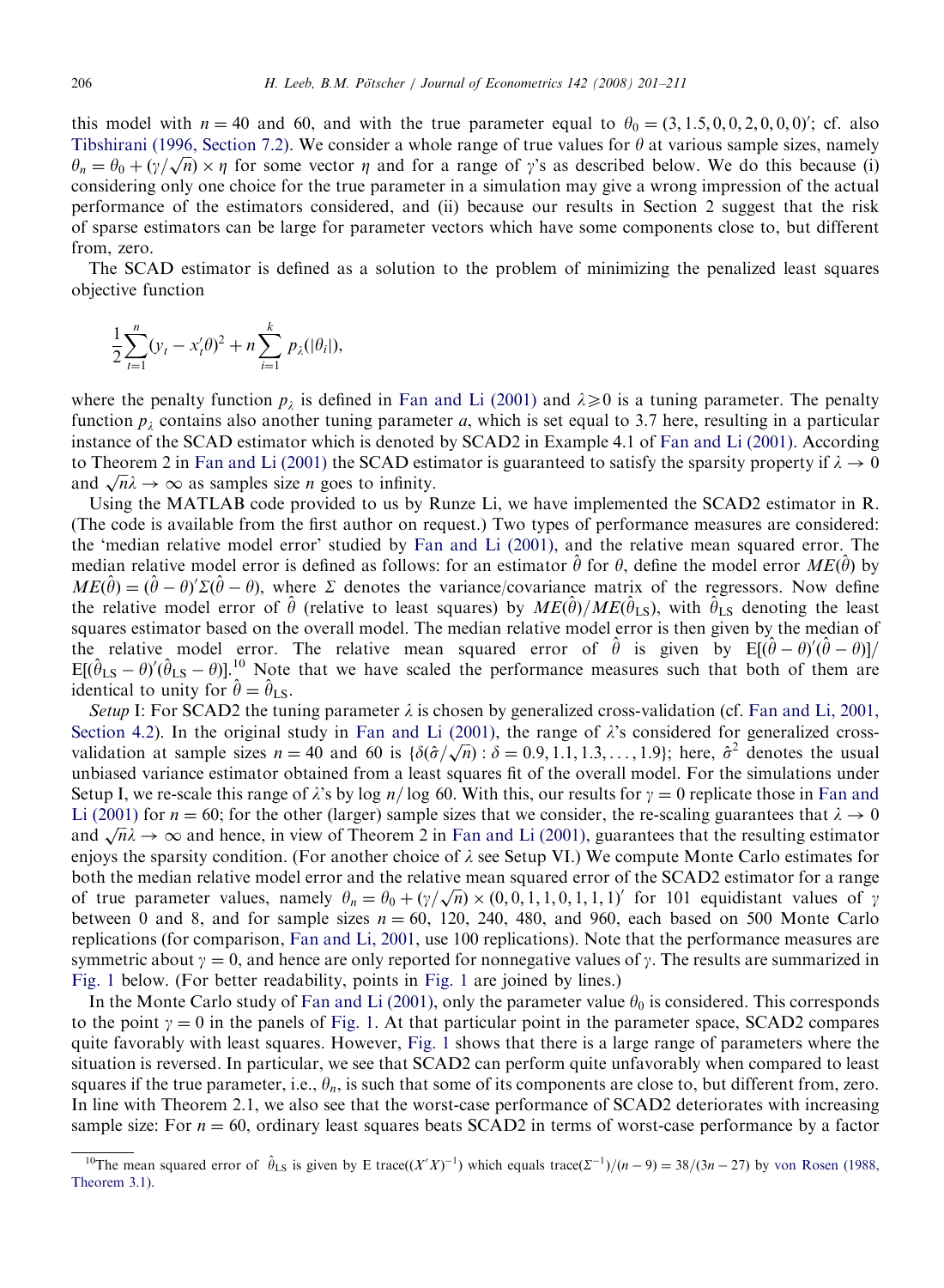this model with $n = 40$ and 60, and with the true parameter equal to $\theta_0 = (3, 1.5, 0, 0, 2, 0, 0, 0)'$; cf. also Tibshirani (1996, Section 7.2). We consider a whole range of true values for $\theta$ at various sample sizes, namely $\theta_n = \theta_0 + (\gamma/\sqrt{n}) \times \eta$ for some vector $\eta$ and for a range of $\gamma$'s as described below. We do this because (i) considering only one choice for the true parameter in a simulation may give a wrong impression of the actual performance of the estimators considered, and (ii) because our results in Section 2 suggest that the risk of sparse estimators can be large for parameter vectors which have some components close to, but different from, zero.

The SCAD estimator is defined as a solution to the problem of minimizing the penalized least squares objective function

$$\frac{1}{2}\sum_{t=1}^{n}(y_t - x_t'\theta)^2 + n\sum_{i=1}^{k} p_\lambda(|\theta_i|),$$

where the penalty function $p_\lambda$ is defined in Fan and Li (2001) and $\lambda \geqslant 0$ is a tuning parameter. The penalty function $p_\lambda$ contains also another tuning parameter $a$, which is set equal to 3.7 here, resulting in a particular instance of the SCAD estimator which is denoted by SCAD2 in Example 4.1 of Fan and Li (2001). According to Theorem 2 in Fan and Li (2001) the SCAD estimator is guaranteed to satisfy the sparsity property if $\lambda \to 0$ and $\sqrt{n}\lambda \to \infty$ as samples size $n$ goes to infinity.

Using the MATLAB code provided to us by Runze Li, we have implemented the SCAD2 estimator in R. (The code is available from the first author on request.) Two types of performance measures are considered: the 'median relative model error' studied by Fan and Li (2001), and the relative mean squared error. The median relative model error is defined as follows: for an estimator $\hat{\theta}$ for $\theta$, define the model error $ME(\hat{\theta})$ by $ME(\hat{\theta}) = (\hat{\theta} - \theta)'\Sigma(\hat{\theta} - \theta)$, where $\Sigma$ denotes the variance/covariance matrix of the regressors. Now define the relative model error of $\hat{\theta}$ (relative to least squares) by $ME(\hat{\theta})/ME(\hat{\theta}_{\mathrm{LS}})$, with $\hat{\theta}_{\mathrm{LS}}$ denoting the least squares estimator based on the overall model. The median relative model error is then given by the median of the relative model error. The relative mean squared error of $\hat{\theta}$ is given by $\mathrm{E}[(\hat{\theta} - \theta)'(\hat{\theta} - \theta)]/\mathrm{E}[(\hat{\theta}_{\mathrm{LS}} - \theta)'(\hat{\theta}_{\mathrm{LS}} - \theta)]$.[10] Note that we have scaled the performance measures such that both of them are identical to unity for $\hat{\theta} = \hat{\theta}_{\mathrm{LS}}$.

*Setup* I: For SCAD2 the tuning parameter $\lambda$ is chosen by generalized cross-validation (cf. Fan and Li, 2001, Section 4.2). In the original study in Fan and Li (2001), the range of $\lambda$'s considered for generalized cross-validation at sample sizes $n = 40$ and 60 is $\{\delta(\hat{\sigma}/\sqrt{n}) : \delta = 0.9, 1.1, 1.3, \ldots, 1.9\}$; here, $\hat{\sigma}^2$ denotes the usual unbiased variance estimator obtained from a least squares fit of the overall model. For the simulations under Setup I, we re-scale this range of $\lambda$'s by $\log n / \log 60$. With this, our results for $\gamma = 0$ replicate those in Fan and Li (2001) for $n = 60$; for the other (larger) sample sizes that we consider, the re-scaling guarantees that $\lambda \to 0$ and $\sqrt{n}\lambda \to \infty$ and hence, in view of Theorem 2 in Fan and Li (2001), guarantees that the resulting estimator enjoys the sparsity condition. (For another choice of $\lambda$ see Setup VI.) We compute Monte Carlo estimates for both the median relative model error and the relative mean squared error of the SCAD2 estimator for a range of true parameter values, namely $\theta_n = \theta_0 + (\gamma/\sqrt{n}) \times (0, 0, 1, 1, 0, 1, 1, 1)'$ for 101 equidistant values of $\gamma$ between 0 and 8, and for sample sizes $n = 60$, 120, 240, 480, and 960, each based on 500 Monte Carlo replications (for comparison, Fan and Li, 2001, use 100 replications). Note that the performance measures are symmetric about $\gamma = 0$, and hence are only reported for nonnegative values of $\gamma$. The results are summarized in Fig. 1 below. (For better readability, points in Fig. 1 are joined by lines.)

In the Monte Carlo study of Fan and Li (2001), only the parameter value $\theta_0$ is considered. This corresponds to the point $\gamma = 0$ in the panels of Fig. 1. At that particular point in the parameter space, SCAD2 compares quite favorably with least squares. However, Fig. 1 shows that there is a large range of parameters where the situation is reversed. In particular, we see that SCAD2 can perform quite unfavorably when compared to least squares if the true parameter, i.e., $\theta_n$, is such that some of its components are close to, but different from, zero. In line with Theorem 2.1, we also see that the worst-case performance of SCAD2 deteriorates with increasing sample size: For $n = 60$, ordinary least squares beats SCAD2 in terms of worst-case performance by a factor

---

[10] The mean squared error of $\hat{\theta}_{\mathrm{LS}}$ is given by $\mathrm{E}\,\mathrm{trace}((X'X)^{-1})$ which equals $\mathrm{trace}(\Sigma^{-1})/(n-9) = 38/(3n-27)$ by von Rosen (1988, Theorem 3.1).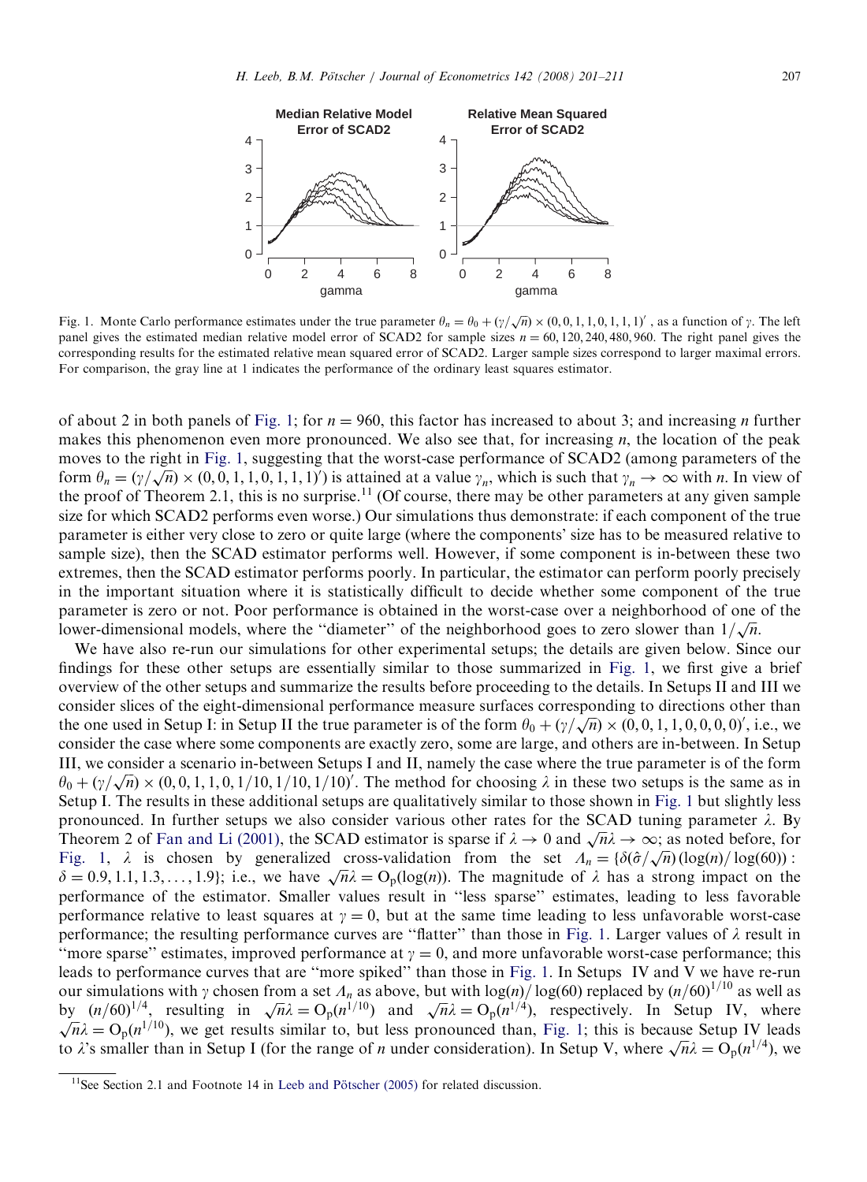Fig. 1. Monte Carlo performance estimates under the true parameter $\theta_n = \theta_0 + (\gamma/\sqrt{n}) \times (0, 0, 1, 1, 0, 1, 1, 1)'$, as a function of $\gamma$. The left panel gives the estimated median relative model error of SCAD2 for sample sizes $n = 60, 120, 240, 480, 960$. The right panel gives the corresponding results for the estimated relative mean squared error of SCAD2. Larger sample sizes correspond to larger maximal errors. For comparison, the gray line at 1 indicates the performance of the ordinary least squares estimator.

of about 2 in both panels of Fig. 1; for $n = 960$, this factor has increased to about 3; and increasing $n$ further makes this phenomenon even more pronounced. We also see that, for increasing $n$, the location of the peak moves to the right in Fig. 1, suggesting that the worst-case performance of SCAD2 (among parameters of the form $\theta_n = (\gamma/\sqrt{n}) \times (0, 0, 1, 1, 0, 1, 1, 1)'$) is attained at a value $\gamma_n$, which is such that $\gamma_n \to \infty$ with $n$. In view of the proof of Theorem 2.1, this is no surprise.[11] (Of course, there may be other parameters at any given sample size for which SCAD2 performs even worse.) Our simulations thus demonstrate: if each component of the true parameter is either very close to zero or quite large (where the components' size has to be measured relative to sample size), then the SCAD estimator performs well. However, if some component is in-between these two extremes, then the SCAD estimator performs poorly. In particular, the estimator can perform poorly precisely in the important situation where it is statistically difficult to decide whether some component of the true parameter is zero or not. Poor performance is obtained in the worst-case over a neighborhood of one of the lower-dimensional models, where the "diameter" of the neighborhood goes to zero slower than $1/\sqrt{n}$.

We have also re-run our simulations for other experimental setups; the details are given below. Since our findings for these other setups are essentially similar to those summarized in Fig. 1, we first give a brief overview of the other setups and summarize the results before proceeding to the details. In Setups II and III we consider slices of the eight-dimensional performance measure surfaces corresponding to directions other than the one used in Setup I: in Setup II the true parameter is of the form $\theta_0 + (\gamma/\sqrt{n}) \times (0, 0, 1, 1, 0, 0, 0, 0)'$, i.e., we consider the case where some components are exactly zero, some are large, and others are in-between. In Setup III, we consider a scenario in-between Setups I and II, namely the case where the true parameter is of the form $\theta_0 + (\gamma/\sqrt{n}) \times (0, 0, 1, 1, 0, 1/10, 1/10, 1/10)'$. The method for choosing $\lambda$ in these two setups is the same as in Setup I. The results in these additional setups are qualitatively similar to those shown in Fig. 1 but slightly less pronounced. In further setups we also consider various other rates for the SCAD tuning parameter $\lambda$. By Theorem 2 of Fan and Li (2001), the SCAD estimator is sparse if $\lambda \to 0$ and $\sqrt{n}\lambda \to \infty$; as noted before, for Fig. 1, $\lambda$ is chosen by generalized cross-validation from the set $\Lambda_n = \{\delta(\hat{\sigma}/\sqrt{n})(\log(n)/\log(60)) : \delta = 0.9, 1.1, 1.3, \ldots, 1.9\}$; i.e., we have $\sqrt{n}\lambda = O_p(\log(n))$. The magnitude of $\lambda$ has a strong impact on the performance of the estimator. Smaller values result in "less sparse" estimates, leading to less favorable performance relative to least squares at $\gamma = 0$, but at the same time leading to less unfavorable worst-case performance; the resulting performance curves are "flatter" than those in Fig. 1. Larger values of $\lambda$ result in "more sparse" estimates, improved performance at $\gamma = 0$, and more unfavorable worst-case performance; this leads to performance curves that are "more spiked" than those in Fig. 1. In Setups IV and V we have re-run our simulations with $\gamma$ chosen from a set $\Lambda_n$ as above, but with $\log(n)/\log(60)$ replaced by $(n/60)^{1/10}$ as well as by $(n/60)^{1/4}$, resulting in $\sqrt{n}\lambda = O_p(n^{1/10})$ and $\sqrt{n}\lambda = O_p(n^{1/4})$, respectively. In Setup IV, where $\sqrt{n}\lambda = O_p(n^{1/10})$, we get results similar to, but less pronounced than, Fig. 1; this is because Setup IV leads to $\lambda$'s smaller than in Setup I (for the range of $n$ under consideration). In Setup V, where $\sqrt{n}\lambda = O_p(n^{1/4})$, we

[11] See Section 2.1 and Footnote 14 in Leeb and Pötscher (2005) for related discussion.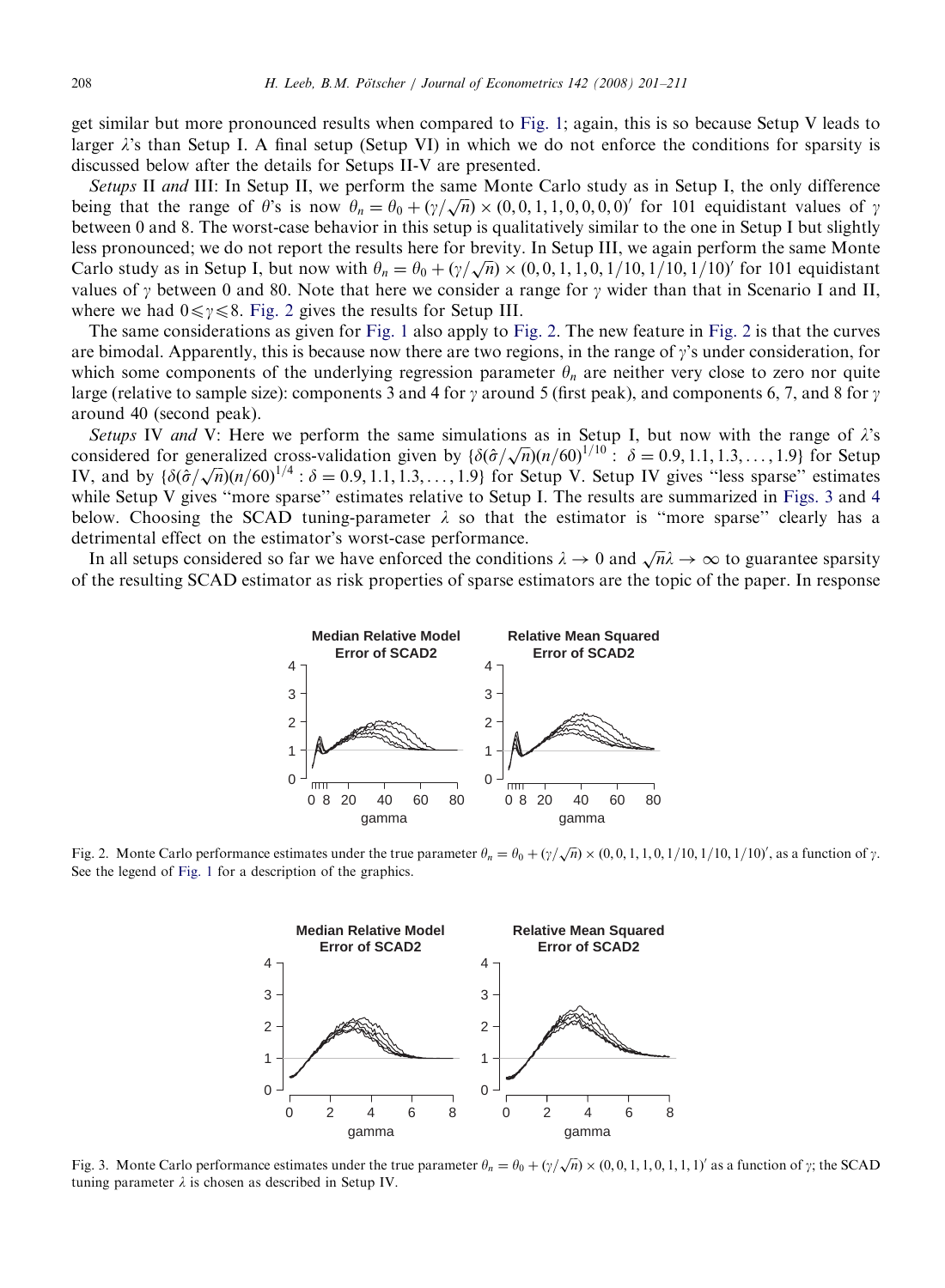get similar but more pronounced results when compared to Fig. 1; again, this is so because Setup V leads to larger $\lambda$'s than Setup I. A final setup (Setup VI) in which we do not enforce the conditions for sparsity is discussed below after the details for Setups II-V are presented.

*Setups* II *and* III: In Setup II, we perform the same Monte Carlo study as in Setup I, the only difference being that the range of $\theta$'s is now $\theta_n = \theta_0 + (\gamma/\sqrt{n}) \times (0, 0, 1, 1, 0, 0, 0, 0)'$ for 101 equidistant values of $\gamma$ between 0 and 8. The worst-case behavior in this setup is qualitatively similar to the one in Setup I but slightly less pronounced; we do not report the results here for brevity. In Setup III, we again perform the same Monte Carlo study as in Setup I, but now with $\theta_n = \theta_0 + (\gamma/\sqrt{n}) \times (0, 0, 1, 1, 0, 1/10, 1/10, 1/10)'$ for 101 equidistant values of $\gamma$ between 0 and 80. Note that here we consider a range for $\gamma$ wider than that in Scenario I and II, where we had $0 \leqslant \gamma \leqslant 8$. Fig. 2 gives the results for Setup III.

The same considerations as given for Fig. 1 also apply to Fig. 2. The new feature in Fig. 2 is that the curves are bimodal. Apparently, this is because now there are two regions, in the range of $\gamma$'s under consideration, for which some components of the underlying regression parameter $\theta_n$ are neither very close to zero nor quite large (relative to sample size): components 3 and 4 for $\gamma$ around 5 (first peak), and components 6, 7, and 8 for $\gamma$ around 40 (second peak).

*Setups* IV *and* V: Here we perform the same simulations as in Setup I, but now with the range of $\lambda$'s considered for generalized cross-validation given by $\{\delta(\hat{\sigma}/\sqrt{n})(n/60)^{1/10} : \delta = 0.9, 1.1, 1.3, \ldots, 1.9\}$ for Setup IV, and by $\{\delta(\hat{\sigma}/\sqrt{n})(n/60)^{1/4} : \delta = 0.9, 1.1, 1.3, \ldots, 1.9\}$ for Setup V. Setup IV gives "less sparse" estimates while Setup V gives "more sparse" estimates relative to Setup I. The results are summarized in Figs. 3 and 4 below. Choosing the SCAD tuning-parameter $\lambda$ so that the estimator is "more sparse" clearly has a detrimental effect on the estimator's worst-case performance.

In all setups considered so far we have enforced the conditions $\lambda \to 0$ and $\sqrt{n}\lambda \to \infty$ to guarantee sparsity of the resulting SCAD estimator as risk properties of sparse estimators are the topic of the paper. In response

Fig. 2. Monte Carlo performance estimates under the true parameter $\theta_n = \theta_0 + (\gamma/\sqrt{n}) \times (0, 0, 1, 1, 0, 1/10, 1/10, 1/10)'$, as a function of $\gamma$. See the legend of Fig. 1 for a description of the graphics.

Fig. 3. Monte Carlo performance estimates under the true parameter $\theta_n = \theta_0 + (\gamma/\sqrt{n}) \times (0, 0, 1, 1, 0, 1, 1, 1)'$ as a function of $\gamma$; the SCAD tuning parameter $\lambda$ is chosen as described in Setup IV.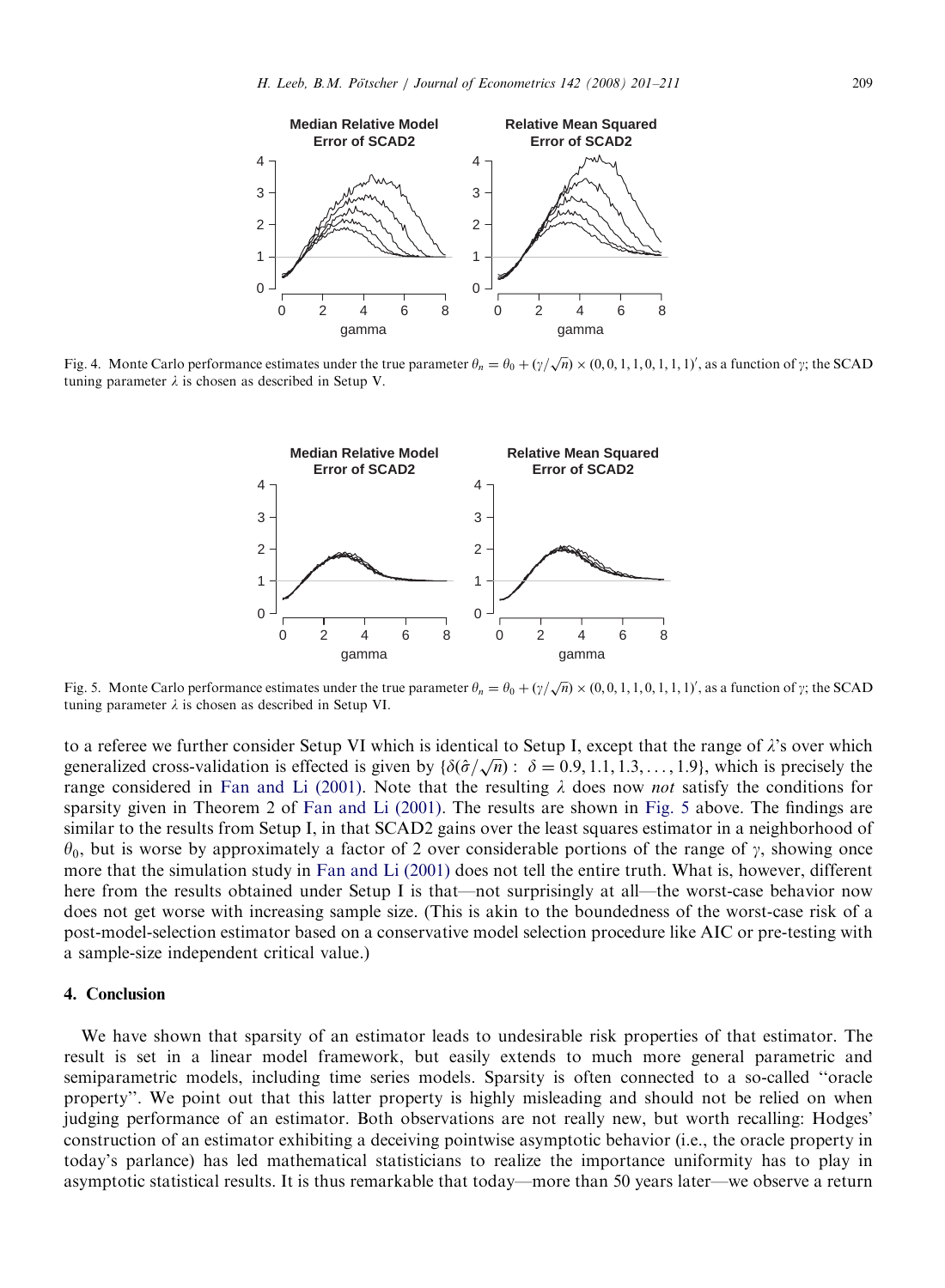Fig. 4. Monte Carlo performance estimates under the true parameter $\theta_n = \theta_0 + (\gamma/\sqrt{n}) \times (0, 0, 1, 1, 0, 1, 1, 1)'$, as a function of $\gamma$; the SCAD tuning parameter $\lambda$ is chosen as described in Setup V.

Fig. 5. Monte Carlo performance estimates under the true parameter $\theta_n = \theta_0 + (\gamma/\sqrt{n}) \times (0, 0, 1, 1, 0, 1, 1, 1)'$, as a function of $\gamma$; the SCAD tuning parameter $\lambda$ is chosen as described in Setup VI.

to a referee we further consider Setup VI which is identical to Setup I, except that the range of $\lambda$'s over which generalized cross-validation is effected is given by $\{\delta(\hat{\sigma}/\sqrt{n}) : \ \delta = 0.9, 1.1, 1.3, \ldots, 1.9\}$, which is precisely the range considered in Fan and Li (2001). Note that the resulting $\lambda$ does now *not* satisfy the conditions for sparsity given in Theorem 2 of Fan and Li (2001). The results are shown in Fig. 5 above. The findings are similar to the results from Setup I, in that SCAD2 gains over the least squares estimator in a neighborhood of $\theta_0$, but is worse by approximately a factor of 2 over considerable portions of the range of $\gamma$, showing once more that the simulation study in Fan and Li (2001) does not tell the entire truth. What is, however, different here from the results obtained under Setup I is that—not surprisingly at all—the worst-case behavior now does not get worse with increasing sample size. (This is akin to the boundedness of the worst-case risk of a post-model-selection estimator based on a conservative model selection procedure like AIC or pre-testing with a sample-size independent critical value.)

## 4. Conclusion

We have shown that sparsity of an estimator leads to undesirable risk properties of that estimator. The result is set in a linear model framework, but easily extends to much more general parametric and semiparametric models, including time series models. Sparsity is often connected to a so-called ''oracle property''. We point out that this latter property is highly misleading and should not be relied on when judging performance of an estimator. Both observations are not really new, but worth recalling: Hodges' construction of an estimator exhibiting a deceiving pointwise asymptotic behavior (i.e., the oracle property in today's parlance) has led mathematical statisticians to realize the importance uniformity has to play in asymptotic statistical results. It is thus remarkable that today—more than 50 years later—we observe a return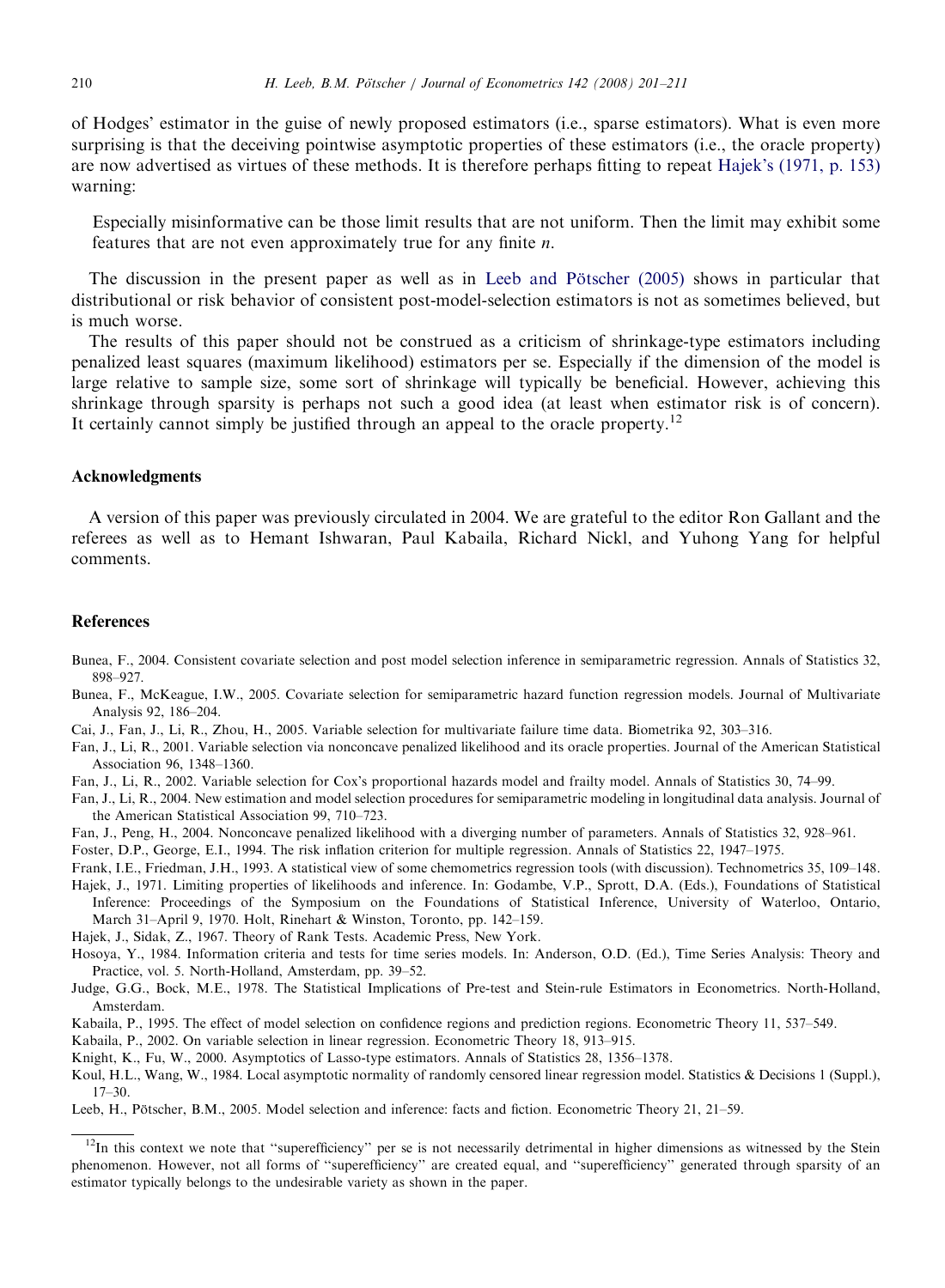of Hodges' estimator in the guise of newly proposed estimators (i.e., sparse estimators). What is even more surprising is that the deceiving pointwise asymptotic properties of these estimators (i.e., the oracle property) are now advertised as virtues of these methods. It is therefore perhaps fitting to repeat Hajek's (1971, p. 153) warning:

> Especially misinformative can be those limit results that are not uniform. Then the limit may exhibit some features that are not even approximately true for any finite $n$.

The discussion in the present paper as well as in Leeb and Pötscher (2005) shows in particular that distributional or risk behavior of consistent post-model-selection estimators is not as sometimes believed, but is much worse.

The results of this paper should not be construed as a criticism of shrinkage-type estimators including penalized least squares (maximum likelihood) estimators per se. Especially if the dimension of the model is large relative to sample size, some sort of shrinkage will typically be beneficial. However, achieving this shrinkage through sparsity is perhaps not such a good idea (at least when estimator risk is of concern). It certainly cannot simply be justified through an appeal to the oracle property.[12]

## Acknowledgments

A version of this paper was previously circulated in 2004. We are grateful to the editor Ron Gallant and the referees as well as to Hemant Ishwaran, Paul Kabaila, Richard Nickl, and Yuhong Yang for helpful comments.

## References

Bunea, F., 2004. Consistent covariate selection and post model selection inference in semiparametric regression. Annals of Statistics 32, 898–927.

Bunea, F., McKeague, I.W., 2005. Covariate selection for semiparametric hazard function regression models. Journal of Multivariate Analysis 92, 186–204.

Cai, J., Fan, J., Li, R., Zhou, H., 2005. Variable selection for multivariate failure time data. Biometrika 92, 303–316.

Fan, J., Li, R., 2001. Variable selection via nonconcave penalized likelihood and its oracle properties. Journal of the American Statistical Association 96, 1348–1360.

Fan, J., Li, R., 2002. Variable selection for Cox's proportional hazards model and frailty model. Annals of Statistics 30, 74–99.

Fan, J., Li, R., 2004. New estimation and model selection procedures for semiparametric modeling in longitudinal data analysis. Journal of the American Statistical Association 99, 710–723.

Fan, J., Peng, H., 2004. Nonconcave penalized likelihood with a diverging number of parameters. Annals of Statistics 32, 928–961.

Foster, D.P., George, E.I., 1994. The risk inflation criterion for multiple regression. Annals of Statistics 22, 1947–1975.

Frank, I.E., Friedman, J.H., 1993. A statistical view of some chemometrics regression tools (with discussion). Technometrics 35, 109–148.

Hajek, J., 1971. Limiting properties of likelihoods and inference. In: Godambe, V.P., Sprott, D.A. (Eds.), Foundations of Statistical Inference: Proceedings of the Symposium on the Foundations of Statistical Inference, University of Waterloo, Ontario, March 31–April 9, 1970. Holt, Rinehart & Winston, Toronto, pp. 142–159.

Hajek, J., Sidak, Z., 1967. Theory of Rank Tests. Academic Press, New York.

Hosoya, Y., 1984. Information criteria and tests for time series models. In: Anderson, O.D. (Ed.), Time Series Analysis: Theory and Practice, vol. 5. North-Holland, Amsterdam, pp. 39–52.

Judge, G.G., Bock, M.E., 1978. The Statistical Implications of Pre-test and Stein-rule Estimators in Econometrics. North-Holland, Amsterdam.

Kabaila, P., 1995. The effect of model selection on confidence regions and prediction regions. Econometric Theory 11, 537–549.

Kabaila, P., 2002. On variable selection in linear regression. Econometric Theory 18, 913–915.

Knight, K., Fu, W., 2000. Asymptotics of Lasso-type estimators. Annals of Statistics 28, 1356–1378.

Koul, H.L., Wang, W., 1984. Local asymptotic normality of randomly censored linear regression model. Statistics & Decisions 1 (Suppl.), 17–30.

Leeb, H., Pötscher, B.M., 2005. Model selection and inference: facts and fiction. Econometric Theory 21, 21–59.

[12] In this context we note that "superefficiency" per se is not necessarily detrimental in higher dimensions as witnessed by the Stein phenomenon. However, not all forms of "superefficiency" are created equal, and "superefficiency" generated through sparsity of an estimator typically belongs to the undesirable variety as shown in the paper.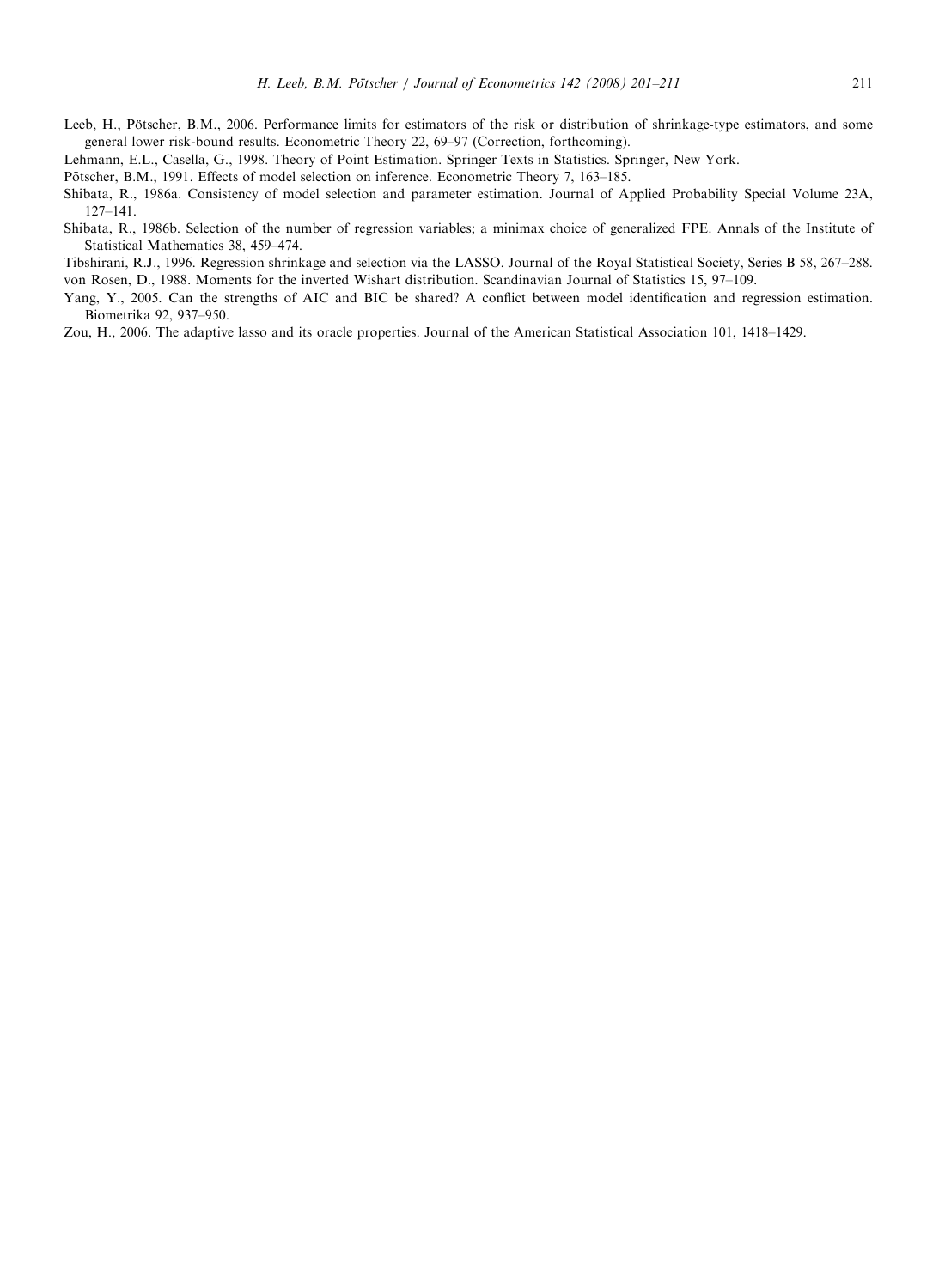Leeb, H., Pötscher, B.M., 2006. Performance limits for estimators of the risk or distribution of shrinkage-type estimators, and some general lower risk-bound results. Econometric Theory 22, 69–97 (Correction, forthcoming).

Lehmann, E.L., Casella, G., 1998. Theory of Point Estimation. Springer Texts in Statistics. Springer, New York.

Pötscher, B.M., 1991. Effects of model selection on inference. Econometric Theory 7, 163–185.

Shibata, R., 1986a. Consistency of model selection and parameter estimation. Journal of Applied Probability Special Volume 23A, 127–141.

Shibata, R., 1986b. Selection of the number of regression variables; a minimax choice of generalized FPE. Annals of the Institute of Statistical Mathematics 38, 459–474.

Tibshirani, R.J., 1996. Regression shrinkage and selection via the LASSO. Journal of the Royal Statistical Society, Series B 58, 267–288.

von Rosen, D., 1988. Moments for the inverted Wishart distribution. Scandinavian Journal of Statistics 15, 97–109.

Yang, Y., 2005. Can the strengths of AIC and BIC be shared? A conflict between model identification and regression estimation. Biometrika 92, 937–950.

Zou, H., 2006. The adaptive lasso and its oracle properties. Journal of the American Statistical Association 101, 1418–1429.